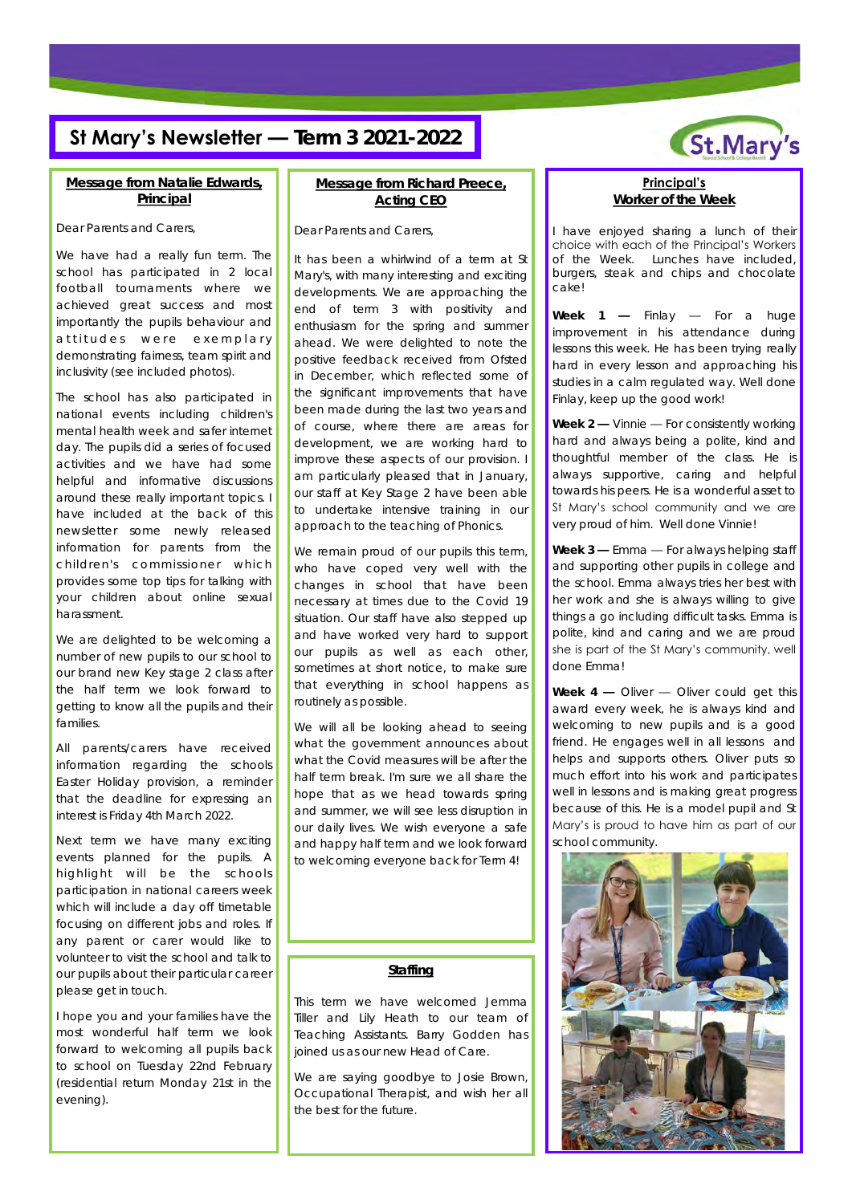# St Mary's Newsletter — Term 3 2021-2022

## Message from Natalie Edwards, Principal

Dear Parents and Carers,

We have had a really fun term. The school has participated in 2 local football tournaments where we achieved great success and most importantly the pupils behaviour and attitudes were exemplary demonstrating fairness, team spirit and inclusivity (see included photos).

The school has also participated in national events including children's mental health week and safer internet day. The pupils did a series of focused activities and we have had some helpful and informative discussions around these really important topics. I have included at the back of this newsletter some newly released information for parents from the children's commissioner which provides some top tips for talking with your children about online sexual harassment.

We are delighted to be welcoming a number of new pupils to our school to our brand new Key stage 2 class after the half term we look forward to getting to know all the pupils and their families.

All parents/carers have received information regarding the schools Easter Holiday provision, a reminder that the deadline for expressing an interest is Friday 4th March 2022.

Next term we have many exciting events planned for the pupils. A highlight will be the schools participation in national careers week which will include a day off timetable focusing on different jobs and roles. If any parent or carer would like to volunteer to visit the school and talk to our pupils about their particular career please get in touch.

I hope you and your families have the most wonderful half term we look forward to welcoming all pupils back to school on Tuesday 22nd February (residential return Monday 21st in the evening).

## Message from Richard Preece, Acting CEO

Dear Parents and Carers,

It has been a whirlwind of a term at St Mary's, with many interesting and exciting developments. We are approaching the end of term 3 with positivity and enthusiasm for the spring and summer ahead. We were delighted to note the positive feedback received from Ofsted in December, which reflected some of the significant improvements that have been made during the last two years and of course, where there are areas for development, we are working hard to improve these aspects of our provision. I am particularly pleased that in January, our staff at Key Stage 2 have been able to undertake intensive training in our approach to the teaching of Phonics.

We remain proud of our pupils this term, who have coped very well with the changes in school that have been necessary at times due to the Covid 19 situation. Our staff have also stepped up and have worked very hard to support our pupils as well as each other, sometimes at short notice, to make sure that everything in school happens as routinely as possible.

We will all be looking ahead to seeing what the government announces about what the Covid measures will be after the half term break. I'm sure we all share the hope that as we head towards spring and summer, we will see less disruption in our daily lives. We wish everyone a safe and happy half term and we look forward to welcoming everyone back for Term 4!

## Staffing

This term we have welcomed Jemma Tiller and Lily Heath to our team of Teaching Assistants. Barry Godden has joined us as our new Head of Care.

We are saying goodbye to Josie Brown, Occupational Therapist, and wish her all the best for the future.

## Principal's Worker of the Week

I have enjoyed sharing a lunch of their choice with each of the Principal's Workers of the Week. Lunches have included, burgers, steak and chips and chocolate cake!

**Week 1 —** Finlay — For a huge improvement in his attendance during lessons this week. He has been trying really hard in every lesson and approaching his studies in a calm regulated way. Well done Finlay, keep up the good work!

**Week 2 —** Vinnie — For consistently working hard and always being a polite, kind and thoughtful member of the class. He is always supportive, caring and helpful towards his peers. He is a wonderful asset to St Mary's school community and we are very proud of him. Well done Vinnie!

**Week 3 —** Emma — For always helping staff and supporting other pupils in college and the school. Emma always tries her best with her work and she is always willing to give things a go including difficult tasks. Emma is polite, kind and caring and we are proud she is part of the St Mary's community, well done Emma!

**Week 4 —** Oliver — Oliver could get this award every week, he is always kind and welcoming to new pupils and is a good friend. He engages well in all lessons and helps and supports others. Oliver puts so much effort into his work and participates well in lessons and is making great progress because of this. He is a model pupil and St Mary's is proud to have him as part of our school community.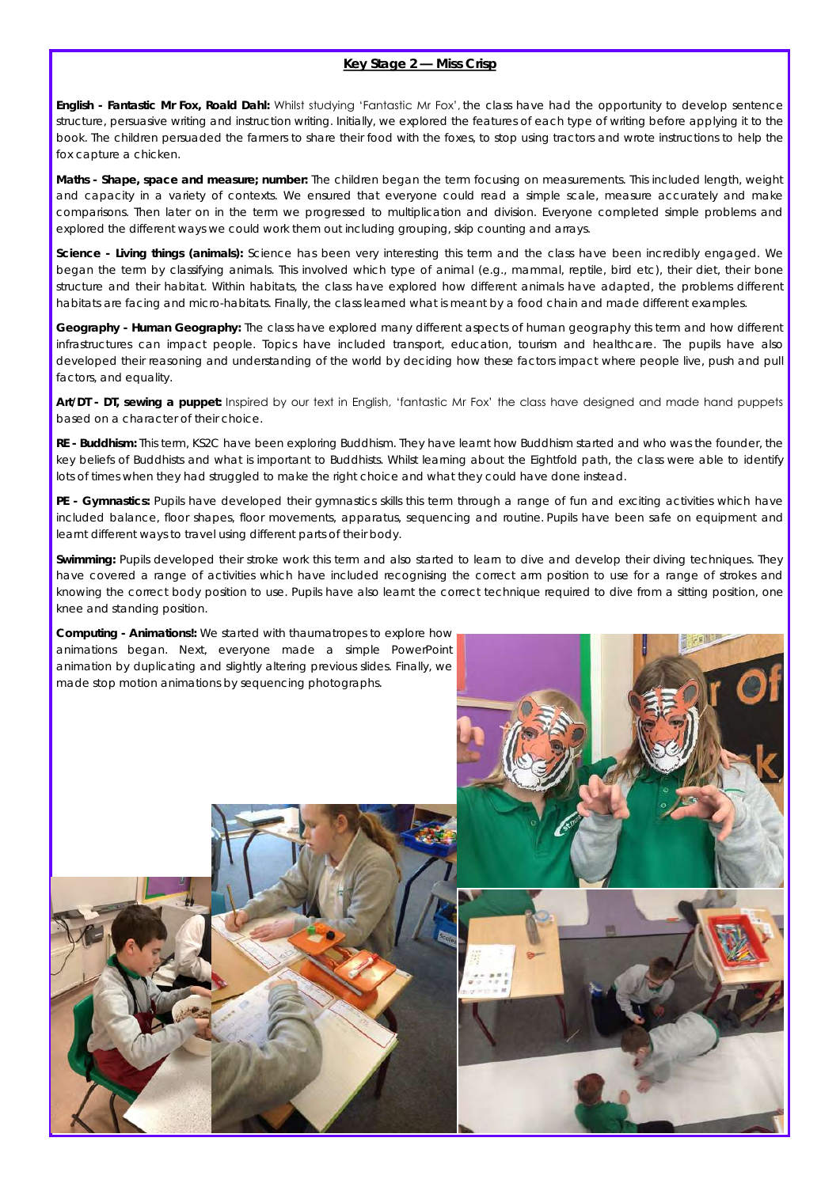## Key Stage 2 — Miss Crisp

**English - Fantastic Mr Fox, Roald Dahl:** Whilst studying 'Fantastic Mr Fox', the class have had the opportunity to develop sentence structure, persuasive writing and instruction writing. Initially, we explored the features of each type of writing before applying it to the book. The children persuaded the farmers to share their food with the foxes, to stop using tractors and wrote instructions to help the fox capture a chicken.

**Maths - Shape, space and measure; number:** The children began the term focusing on measurements. This included length, weight and capacity in a variety of contexts. We ensured that everyone could read a simple scale, measure accurately and make comparisons. Then later on in the term we progressed to multiplication and division. Everyone completed simple problems and explored the different ways we could work them out including grouping, skip counting and arrays.

**Science - Living things (animals):** Science has been very interesting this term and the class have been incredibly engaged. We began the term by classifying animals. This involved which type of animal (e.g., mammal, reptile, bird etc), their diet, their bone structure and their habitat. Within habitats, the class have explored how different animals have adapted, the problems different habitats are facing and micro-habitats. Finally, the class learned what is meant by a food chain and made different examples.

**Geography - Human Geography:** The class have explored many different aspects of human geography this term and how different infrastructures can impact people. Topics have included transport, education, tourism and healthcare. The pupils have also developed their reasoning and understanding of the world by deciding how these factors impact where people live, push and pull factors, and equality.

**Art/DT - DT, sewing a puppet:** Inspired by our text in English, 'fantastic Mr Fox' the class have designed and made hand puppets based on a character of their choice.

**RE - Buddhism:** This term, KS2C have been exploring Buddhism. They have learnt how Buddhism started and who was the founder, the key beliefs of Buddhists and what is important to Buddhists. Whilst learning about the Eightfold path, the class were able to identify lots of times when they had struggled to make the right choice and what they could have done instead.

**PE - Gymnastics:** Pupils have developed their gymnastics skills this term through a range of fun and exciting activities which have included balance, floor shapes, floor movements, apparatus, sequencing and routine. Pupils have been safe on equipment and learnt different ways to travel using different parts of their body.

**Swimming:** Pupils developed their stroke work this term and also started to learn to dive and develop their diving techniques. They have covered a range of activities which have included recognising the correct arm position to use for a range of strokes and knowing the correct body position to use. Pupils have also learnt the correct technique required to dive from a sitting position, one knee and standing position.

**Computing - Animations!:** We started with thaumatropes to explore how animations began. Next, everyone made a simple PowerPoint animation by duplicating and slightly altering previous slides. Finally, we made stop motion animations by sequencing photographs.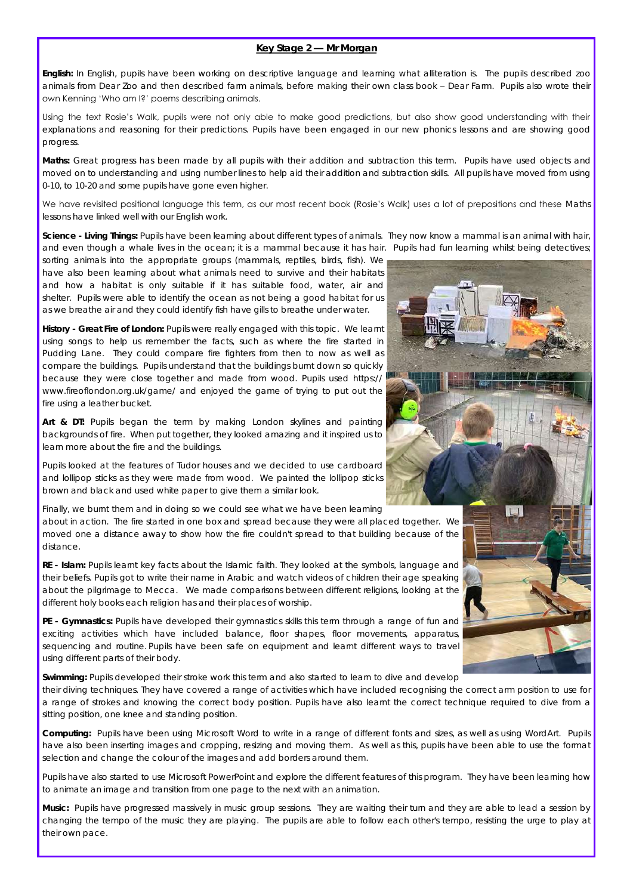## Key Stage 2 — Mr Morgan

**English:** In English, pupils have been working on descriptive language and learning what alliteration is. The pupils described zoo animals from Dear Zoo and then described farm animals, before making their own class book – Dear Farm. Pupils also wrote their own Kenning 'Who am I?' poems describing animals.

Using the text Rosie's Walk, pupils were not only able to make good predictions, but also show good understanding with their explanations and reasoning for their predictions. Pupils have been engaged in our new phonics lessons and are showing good progress.

**Maths:** Great progress has been made by all pupils with their addition and subtraction this term. Pupils have used objects and moved on to understanding and using number lines to help aid their addition and subtraction skills. All pupils have moved from using 0-10, to 10-20 and some pupils have gone even higher.

We have revisited positional language this term, as our most recent book (Rosie's Walk) uses a lot of prepositions and these Maths lessons have linked well with our English work.

**Science - Living Things:** Pupils have been learning about different types of animals. They now know a mammal is an animal with hair, and even though a whale lives in the ocean; it is a mammal because it has hair. Pupils had fun learning whilst being detectives; sorting animals into the appropriate groups (mammals, reptiles, birds, fish). We have also been learning about what animals need to survive and their habitats and how a habitat is only suitable if it has suitable food, water, air and shelter. Pupils were able to identify the ocean as not being a good habitat for us as we breathe the air and they could identify fish have gills to breathe under water.

**History - Great Fire of London:** Pupils were really engaged with this topic. We learnt using songs to help us remember the facts, such as where the fire started in Pudding Lane. They could compare fire fighters from then to now as well as compare the buildings. Pupils understand that the buildings burnt down so quickly because they were close together and made from wood. Pupils used https://www.fireoflondon.org.uk/game/ and enjoyed the game of trying to put out the fire using a leather bucket.

**Art & DT:** Pupils began the term by making London skylines and painting backgrounds of fire. When put together, they looked amazing and it inspired us to learn more about the fire and the buildings.

Pupils looked at the features of Tudor houses and we decided to use cardboard and lollipop sticks as they were made from wood. We painted the lollipop sticks brown and black and used white paper to give them a similar look.

Finally, we burnt them and in doing so we could see what we have been learning about in action. The fire started in one box and spread because they were all placed together. We moved one a distance away to show how the fire couldn't spread to that building because of the distance.

**RE - Islam:** Pupils learnt key facts about the Islamic faith. They looked at the symbols, language and their beliefs. Pupils got to write their name in Arabic and watch videos of children their age speaking about the pilgrimage to Mecca. We made comparisons between different religions, looking at the different holy books each religion has and their places of worship.

**PE - Gymnastics:** Pupils have developed their gymnastics skills this term through a range of fun and exciting activities which have included balance, floor shapes, floor movements, apparatus, sequencing and routine. Pupils have been safe on equipment and learnt different ways to travel using different parts of their body.

**Swimming:** Pupils developed their stroke work this term and also started to learn to dive and develop their diving techniques. They have covered a range of activities which have included recognising the correct arm position to use for a range of strokes and knowing the correct body position. Pupils have also learnt the correct technique required to dive from a sitting position, one knee and standing position.

**Computing:** Pupils have been using Microsoft Word to write in a range of different fonts and sizes, as well as using WordArt. Pupils have also been inserting images and cropping, resizing and moving them. As well as this, pupils have been able to use the format selection and change the colour of the images and add borders around them.

Pupils have also started to use Microsoft PowerPoint and explore the different features of this program. They have been learning how to animate an image and transition from one page to the next with an animation.

**Music:** Pupils have progressed massively in music group sessions. They are waiting their turn and they are able to lead a session by changing the tempo of the music they are playing. The pupils are able to follow each other's tempo, resisting the urge to play at their own pace.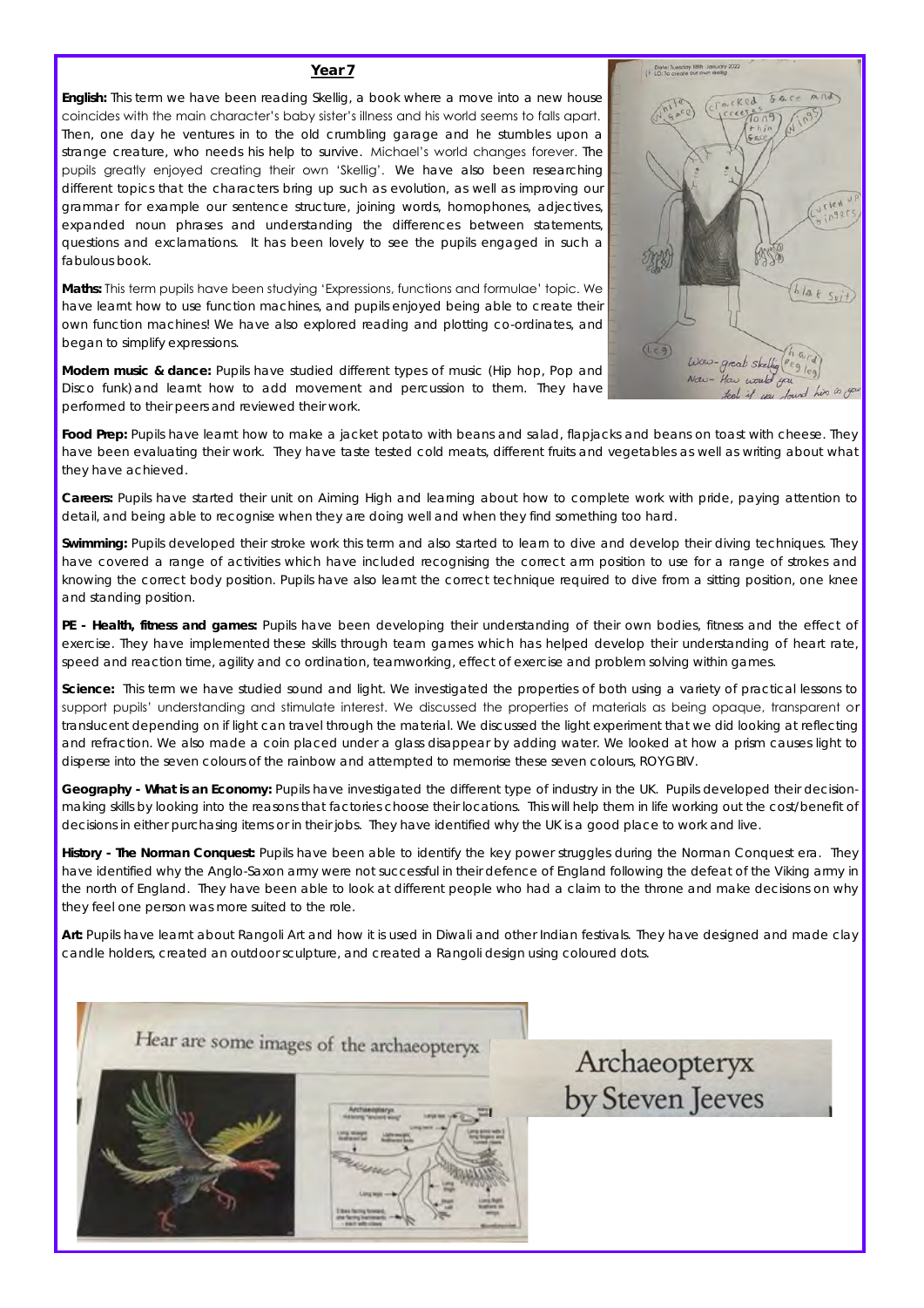## Year 7

**English:** This term we have been reading Skellig, a book where a move into a new house coincides with the main character's baby sister's illness and his world seems to falls apart. Then, one day he ventures in to the old crumbling garage and he stumbles upon a strange creature, who needs his help to survive. Michael's world changes forever. The pupils greatly enjoyed creating their own 'Skellig'. We have also been researching different topics that the characters bring up such as evolution, as well as improving our grammar for example our sentence structure, joining words, homophones, adjectives, expanded noun phrases and understanding the differences between statements, questions and exclamations. It has been lovely to see the pupils engaged in such a fabulous book.

**Maths:** This term pupils have been studying 'Expressions, functions and formulae' topic. We have learnt how to use function machines, and pupils enjoyed being able to create their own function machines! We have also explored reading and plotting co-ordinates, and began to simplify expressions.

**Modern music & dance:** Pupils have studied different types of music (Hip hop, Pop and Disco funk) and learnt how to add movement and percussion to them. They have performed to their peers and reviewed their work.

**Food Prep:** Pupils have learnt how to make a jacket potato with beans and salad, flapjacks and beans on toast with cheese. They have been evaluating their work. They have taste tested cold meats, different fruits and vegetables as well as writing about what they have achieved.

**Careers:** Pupils have started their unit on Aiming High and learning about how to complete work with pride, paying attention to detail, and being able to recognise when they are doing well and when they find something too hard.

**Swimming:** Pupils developed their stroke work this term and also started to learn to dive and develop their diving techniques. They have covered a range of activities which have included recognising the correct arm position to use for a range of strokes and knowing the correct body position. Pupils have also learnt the correct technique required to dive from a sitting position, one knee and standing position.

**PE - Health, fitness and games:** Pupils have been developing their understanding of their own bodies, fitness and the effect of exercise. They have implemented these skills through team games which has helped develop their understanding of heart rate, speed and reaction time, agility and co ordination, teamworking, effect of exercise and problem solving within games.

**Science:** This term we have studied sound and light. We investigated the properties of both using a variety of practical lessons to support pupils' understanding and stimulate interest. We discussed the properties of materials as being opaque, transparent or translucent depending on if light can travel through the material. We discussed the light experiment that we did looking at reflecting and refraction. We also made a coin placed under a glass disappear by adding water. We looked at how a prism causes light to disperse into the seven colours of the rainbow and attempted to memorise these seven colours, ROYGBIV.

**Geography - What is an Economy:** Pupils have investigated the different type of industry in the UK. Pupils developed their decision-making skills by looking into the reasons that factories choose their locations. This will help them in life working out the cost/benefit of decisions in either purchasing items or in their jobs. They have identified why the UK is a good place to work and live.

**History - The Norman Conquest:** Pupils have been able to identify the key power struggles during the Norman Conquest era. They have identified why the Anglo-Saxon army were not successful in their defence of England following the defeat of the Viking army in the north of England. They have been able to look at different people who had a claim to the throne and make decisions on why they feel one person was more suited to the role.

**Art:** Pupils have learnt about Rangoli Art and how it is used in Diwali and other Indian festivals. They have designed and made clay candle holders, created an outdoor sculpture, and created a Rangoli design using coloured dots.

Hear are some images of the archaeopteryx

Archaeopteryx by Steven Jeeves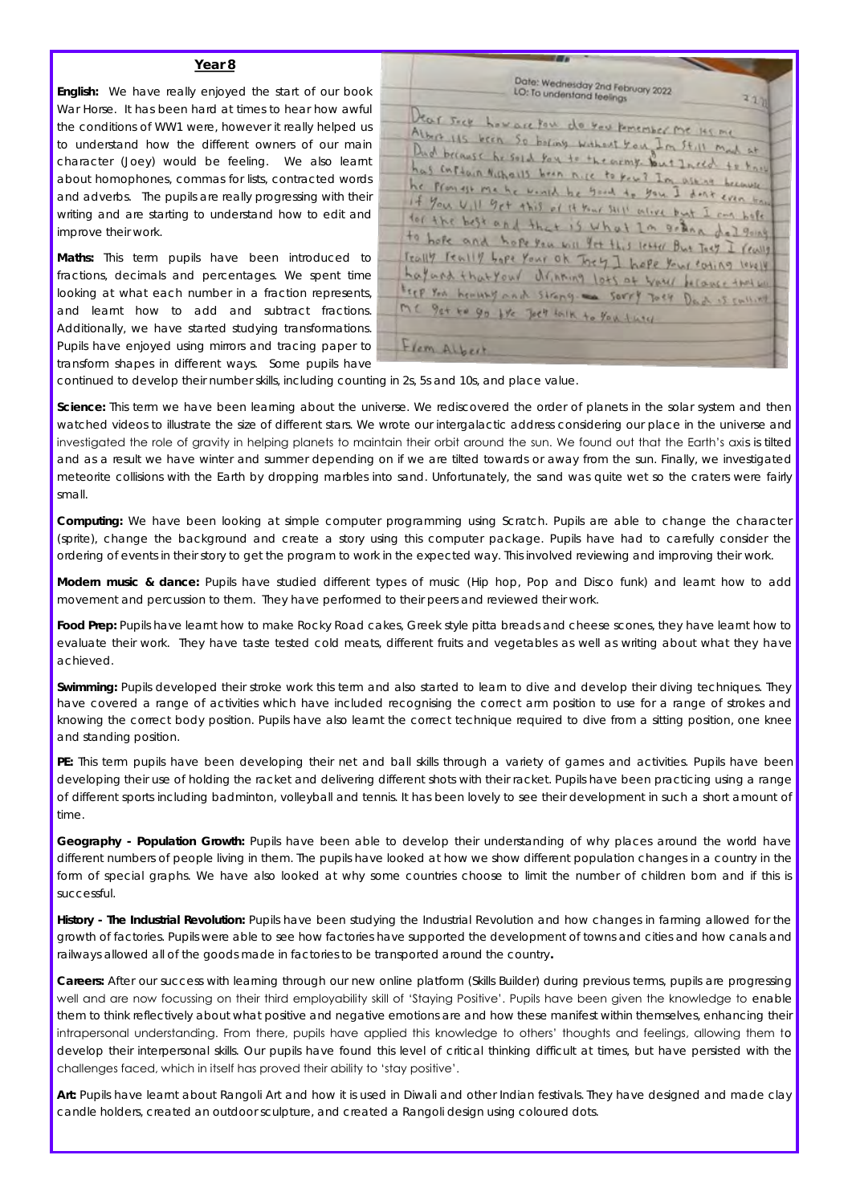## Year 8

**English:** We have really enjoyed the start of our book War Horse. It has been hard at times to hear how awful the conditions of WW1 were, however it really helped us to understand how the different owners of our main character (Joey) would be feeling. We also learnt about homophones, commas for lists, contracted words and adverbs. The pupils are really progressing with their writing and are starting to understand how to edit and improve their work.

**Maths:** This term pupils have been introduced to fractions, decimals and percentages. We spent time looking at what each number in a fraction represents, and learnt how to add and subtract fractions. Additionally, we have started studying transformations. Pupils have enjoyed using mirrors and tracing paper to transform shapes in different ways. Some pupils have continued to develop their number skills, including counting in 2s, 5s and 10s, and place value.

**Science:** This term we have been learning about the universe. We rediscovered the order of planets in the solar system and then watched videos to illustrate the size of different stars. We wrote our intergalactic address considering our place in the universe and investigated the role of gravity in helping planets to maintain their orbit around the sun. We found out that the Earth's axis is tilted and as a result we have winter and summer depending on if we are tilted towards or away from the sun. Finally, we investigated meteorite collisions with the Earth by dropping marbles into sand. Unfortunately, the sand was quite wet so the craters were fairly small.

**Computing:** We have been looking at simple computer programming using Scratch. Pupils are able to change the character (sprite), change the background and create a story using this computer package. Pupils have had to carefully consider the ordering of events in their story to get the program to work in the expected way. This involved reviewing and improving their work.

**Modern music & dance:** Pupils have studied different types of music (Hip hop, Pop and Disco funk) and learnt how to add movement and percussion to them. They have performed to their peers and reviewed their work.

**Food Prep:** Pupils have learnt how to make Rocky Road cakes, Greek style pitta breads and cheese scones, they have learnt how to evaluate their work. They have taste tested cold meats, different fruits and vegetables as well as writing about what they have achieved.

**Swimming:** Pupils developed their stroke work this term and also started to learn to dive and develop their diving techniques. They have covered a range of activities which have included recognising the correct arm position to use for a range of strokes and knowing the correct body position. Pupils have also learnt the correct technique required to dive from a sitting position, one knee and standing position.

**PE:** This term pupils have been developing their net and ball skills through a variety of games and activities. Pupils have been developing their use of holding the racket and delivering different shots with their racket. Pupils have been practicing using a range of different sports including badminton, volleyball and tennis. It has been lovely to see their development in such a short amount of time.

**Geography - Population Growth:** Pupils have been able to develop their understanding of why places around the world have different numbers of people living in them. The pupils have looked at how we show different population changes in a country in the form of special graphs. We have also looked at why some countries choose to limit the number of children born and if this is successful.

**History - The Industrial Revolution:** Pupils have been studying the Industrial Revolution and how changes in farming allowed for the growth of factories. Pupils were able to see how factories have supported the development of towns and cities and how canals and railways allowed all of the goods made in factories to be transported around the country**.**

**Careers:** After our success with learning through our new online platform (Skills Builder) during previous terms, pupils are progressing well and are now focussing on their third employability skill of 'Staying Positive'. Pupils have been given the knowledge to enable them to think reflectively about what positive and negative emotions are and how these manifest within themselves, enhancing their intrapersonal understanding. From there, pupils have applied this knowledge to others' thoughts and feelings, allowing them to develop their interpersonal skills. Our pupils have found this level of critical thinking difficult at times, but have persisted with the challenges faced, which in itself has proved their ability to 'stay positive'.

**Art:** Pupils have learnt about Rangoli Art and how it is used in Diwali and other Indian festivals. They have designed and made clay candle holders, created an outdoor sculpture, and created a Rangoli design using coloured dots.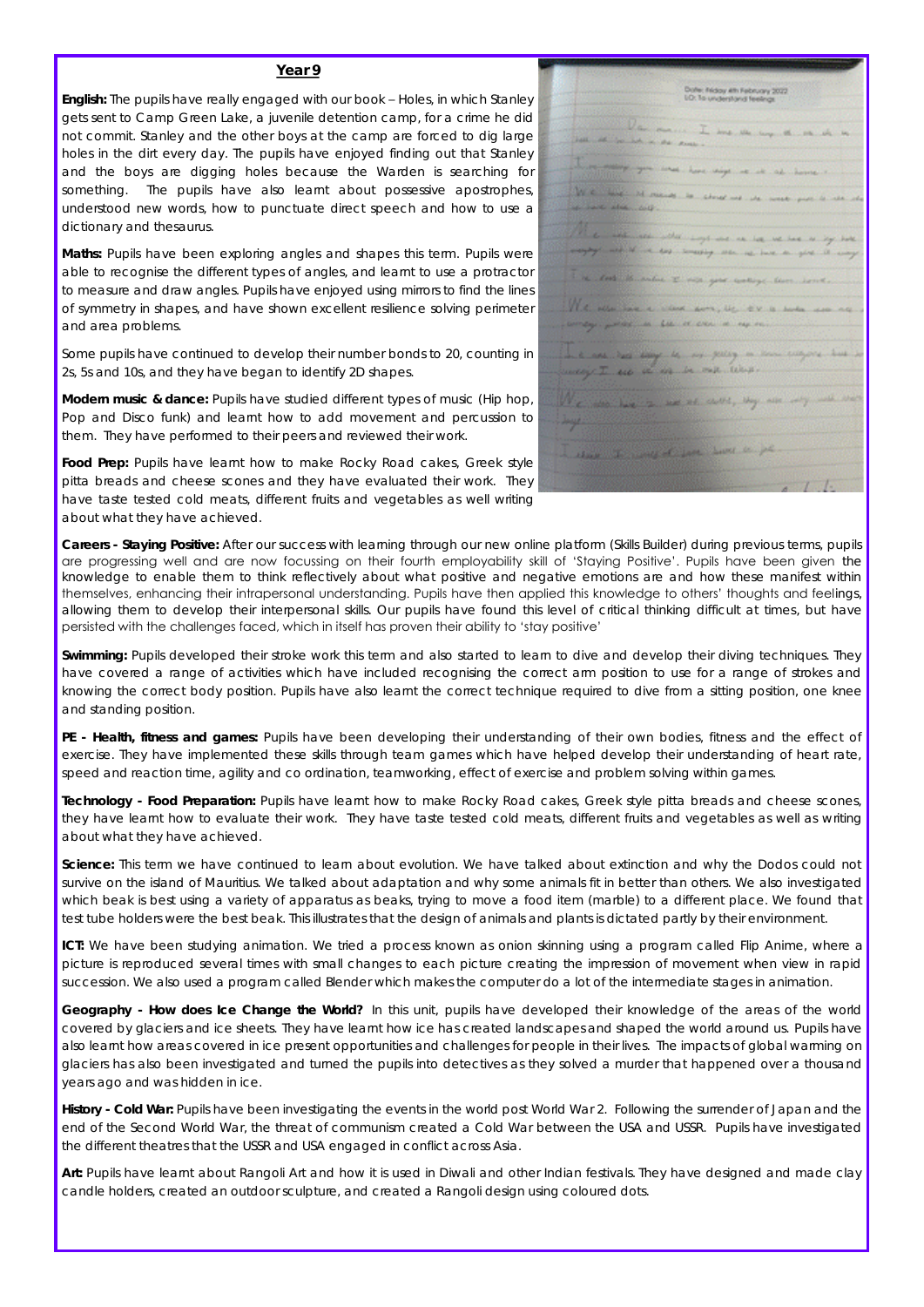## Year 9

**English:** The pupils have really engaged with our book – Holes, in which Stanley gets sent to Camp Green Lake, a juvenile detention camp, for a crime he did not commit. Stanley and the other boys at the camp are forced to dig large holes in the dirt every day. The pupils have enjoyed finding out that Stanley and the boys are digging holes because the Warden is searching for something. The pupils have also learnt about possessive apostrophes, understood new words, how to punctuate direct speech and how to use a dictionary and thesaurus.

**Maths:** Pupils have been exploring angles and shapes this term. Pupils were able to recognise the different types of angles, and learnt to use a protractor to measure and draw angles. Pupils have enjoyed using mirrors to find the lines of symmetry in shapes, and have shown excellent resilience solving perimeter and area problems.

Some pupils have continued to develop their number bonds to 20, counting in 2s, 5s and 10s, and they have began to identify 2D shapes.

**Modern music & dance:** Pupils have studied different types of music (Hip hop, Pop and Disco funk) and learnt how to add movement and percussion to them. They have performed to their peers and reviewed their work.

**Food Prep:** Pupils have learnt how to make Rocky Road cakes, Greek style pitta breads and cheese scones and they have evaluated their work. They have taste tested cold meats, different fruits and vegetables as well writing about what they have achieved.

**Careers - Staying Positive:** After our success with learning through our new online platform (Skills Builder) during previous terms, pupils are progressing well and are now focussing on their fourth employability skill of 'Staying Positive'. Pupils have been given the knowledge to enable them to think reflectively about what positive and negative emotions are and how these manifest within themselves, enhancing their intrapersonal understanding. Pupils have then applied this knowledge to others' thoughts and feelings, allowing them to develop their interpersonal skills. Our pupils have found this level of critical thinking difficult at times, but have persisted with the challenges faced, which in itself has proven their ability to 'stay positive'

**Swimming:** Pupils developed their stroke work this term and also started to learn to dive and develop their diving techniques. They have covered a range of activities which have included recognising the correct arm position to use for a range of strokes and knowing the correct body position. Pupils have also learnt the correct technique required to dive from a sitting position, one knee and standing position.

**PE - Health, fitness and games:** Pupils have been developing their understanding of their own bodies, fitness and the effect of exercise. They have implemented these skills through team games which have helped develop their understanding of heart rate, speed and reaction time, agility and co ordination, teamworking, effect of exercise and problem solving within games.

**Technology - Food Preparation:** Pupils have learnt how to make Rocky Road cakes, Greek style pitta breads and cheese scones, they have learnt how to evaluate their work. They have taste tested cold meats, different fruits and vegetables as well as writing about what they have achieved.

**Science:** This term we have continued to learn about evolution. We have talked about extinction and why the Dodos could not survive on the island of Mauritius. We talked about adaptation and why some animals fit in better than others. We also investigated which beak is best using a variety of apparatus as beaks, trying to move a food item (marble) to a different place. We found that test tube holders were the best beak. This illustrates that the design of animals and plants is dictated partly by their environment.

**ICT:** We have been studying animation. We tried a process known as onion skinning using a program called Flip Anime, where a picture is reproduced several times with small changes to each picture creating the impression of movement when view in rapid succession. We also used a program called Blender which makes the computer do a lot of the intermediate stages in animation.

**Geography - How does Ice Change the World?** In this unit, pupils have developed their knowledge of the areas of the world covered by glaciers and ice sheets. They have learnt how ice has created landscapes and shaped the world around us. Pupils have also learnt how areas covered in ice present opportunities and challenges for people in their lives. The impacts of global warming on glaciers has also been investigated and turned the pupils into detectives as they solved a murder that happened over a thousand years ago and was hidden in ice.

**History - Cold War:** Pupils have been investigating the events in the world post World War 2. Following the surrender of Japan and the end of the Second World War, the threat of communism created a Cold War between the USA and USSR. Pupils have investigated the different theatres that the USSR and USA engaged in conflict across Asia.

**Art:** Pupils have learnt about Rangoli Art and how it is used in Diwali and other Indian festivals. They have designed and made clay candle holders, created an outdoor sculpture, and created a Rangoli design using coloured dots.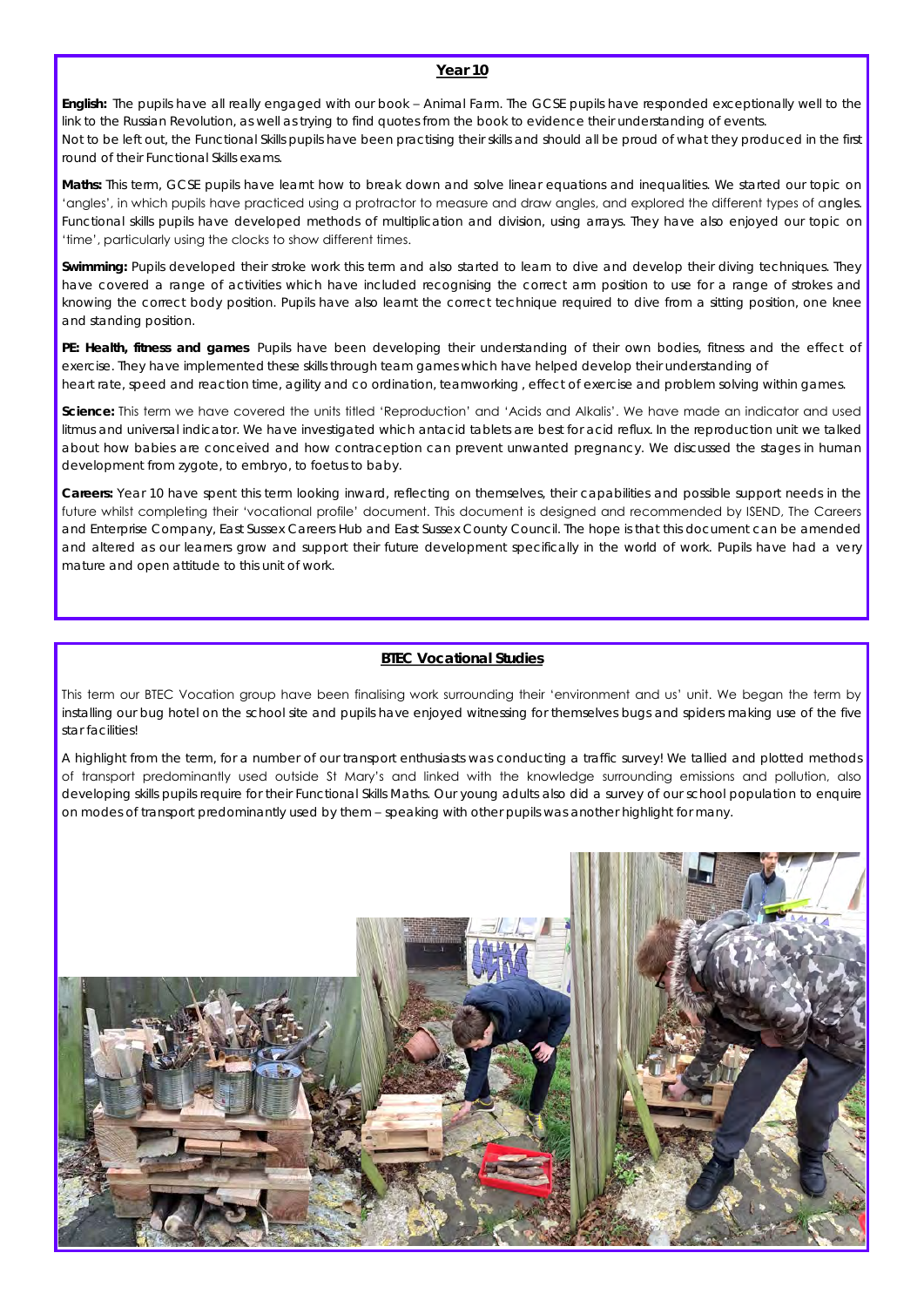## Year 10

**English:** The pupils have all really engaged with our book – Animal Farm. The GCSE pupils have responded exceptionally well to the link to the Russian Revolution, as well as trying to find quotes from the book to evidence their understanding of events.
Not to be left out, the Functional Skills pupils have been practising their skills and should all be proud of what they produced in the first round of their Functional Skills exams.

**Maths:** This term, GCSE pupils have learnt how to break down and solve linear equations and inequalities. We started our topic on 'angles', in which pupils have practiced using a protractor to measure and draw angles, and explored the different types of angles. Functional skills pupils have developed methods of multiplication and division, using arrays. They have also enjoyed our topic on 'time', particularly using the clocks to show different times.

**Swimming:** Pupils developed their stroke work this term and also started to learn to dive and develop their diving techniques. They have covered a range of activities which have included recognising the correct arm position to use for a range of strokes and knowing the correct body position. Pupils have also learnt the correct technique required to dive from a sitting position, one knee and standing position.

**PE: Health, fitness and games** Pupils have been developing their understanding of their own bodies, fitness and the effect of exercise. They have implemented these skills through team games which have helped develop their understanding of heart rate, speed and reaction time, agility and co ordination, teamworking , effect of exercise and problem solving within games.

**Science:** This term we have covered the units titled 'Reproduction' and 'Acids and Alkalis'. We have made an indicator and used litmus and universal indicator. We have investigated which antacid tablets are best for acid reflux. In the reproduction unit we talked about how babies are conceived and how contraception can prevent unwanted pregnancy. We discussed the stages in human development from zygote, to embryo, to foetus to baby.

**Careers:** Year 10 have spent this term looking inward, reflecting on themselves, their capabilities and possible support needs in the future whilst completing their 'vocational profile' document. This document is designed and recommended by ISEND, The Careers and Enterprise Company, East Sussex Careers Hub and East Sussex County Council. The hope is that this document can be amended and altered as our learners grow and support their future development specifically in the world of work. Pupils have had a very mature and open attitude to this unit of work.

## BTEC Vocational Studies

This term our BTEC Vocation group have been finalising work surrounding their 'environment and us' unit. We began the term by installing our bug hotel on the school site and pupils have enjoyed witnessing for themselves bugs and spiders making use of the five star facilities!

A highlight from the term, for a number of our transport enthusiasts was conducting a traffic survey! We tallied and plotted methods of transport predominantly used outside St Mary's and linked with the knowledge surrounding emissions and pollution, also developing skills pupils require for their Functional Skills Maths. Our young adults also did a survey of our school population to enquire on modes of transport predominantly used by them – speaking with other pupils was another highlight for many.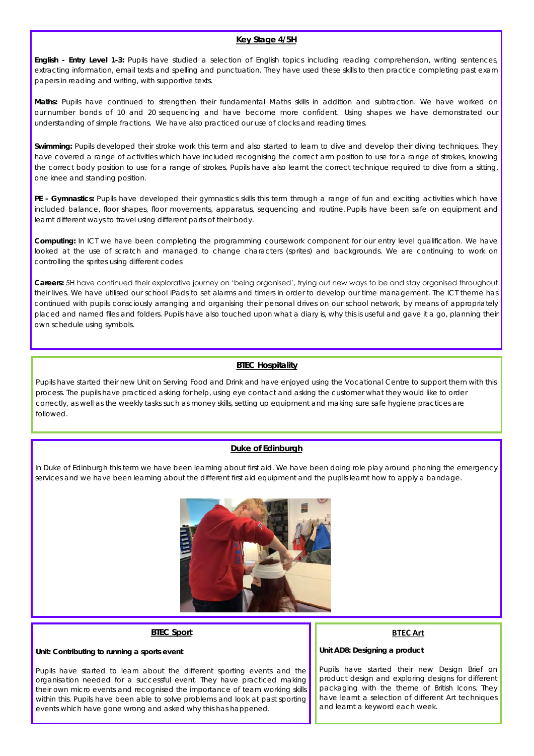## Key Stage 4/5H

**English - Entry Level 1-3:** Pupils have studied a selection of English topics including reading comprehension, writing sentences, extracting information, email texts and spelling and punctuation. They have used these skills to then practice completing past exam papers in reading and writing, with supportive texts.

**Maths:** Pupils have continued to strengthen their fundamental Maths skills in addition and subtraction. We have worked on our number bonds of 10 and 20 sequencing and have become more confident. Using shapes we have demonstrated our understanding of simple fractions. We have also practiced our use of clocks and reading times.

**Swimming:** Pupils developed their stroke work this term and also started to learn to dive and develop their diving techniques. They have covered a range of activities which have included recognising the correct arm position to use for a range of strokes, knowing the correct body position to use for a range of strokes. Pupils have also learnt the correct technique required to dive from a sitting, one knee and standing position.

**PE - Gymnastics:** Pupils have developed their gymnastics skills this term through a range of fun and exciting activities which have included balance, floor shapes, floor movements, apparatus, sequencing and routine. Pupils have been safe on equipment and learnt different ways to travel using different parts of their body.

**Computing:** In ICT we have been completing the programming coursework component for our entry level qualification. We have looked at the use of scratch and managed to change characters (sprites) and backgrounds. We are continuing to work on controlling the sprites using different codes

**Careers:** 5H have continued their explorative journey on 'being organised', trying out new ways to be and stay organised throughout their lives. We have utilised our school iPads to set alarms and timers in order to develop our time management. The ICT theme has continued with pupils consciously arranging and organising their personal drives on our school network, by means of appropriately placed and named files and folders. Pupils have also touched upon what a diary is, why this is useful and gave it a go, planning their own schedule using symbols.

## BTEC Hospitality

Pupils have started their new Unit on Serving Food and Drink and have enjoyed using the Vocational Centre to support them with this process. The pupils have practiced asking for help, using eye contact and asking the customer what they would like to order correctly, as well as the weekly tasks such as money skills, setting up equipment and making sure safe hygiene practices are followed.

## Duke of Edinburgh

In Duke of Edinburgh this term we have been learning about first aid. We have been doing role play around phoning the emergency services and we have been learning about the different first aid equipment and the pupils learnt how to apply a bandage.

## BTEC Sport

**Unit: Contributing to running a sports event**

Pupils have started to learn about the different sporting events and the organisation needed for a successful event. They have practiced making their own micro events and recognised the importance of team working skills within this. Pupils have been able to solve problems and look at past sporting events which have gone wrong and asked why this has happened.

## BTEC Art

**Unit AD8: Designing a product**

Pupils have started their new Design Brief on product design and exploring designs for different packaging with the theme of British Icons. They have learnt a selection of different Art techniques and learnt a keyword each week.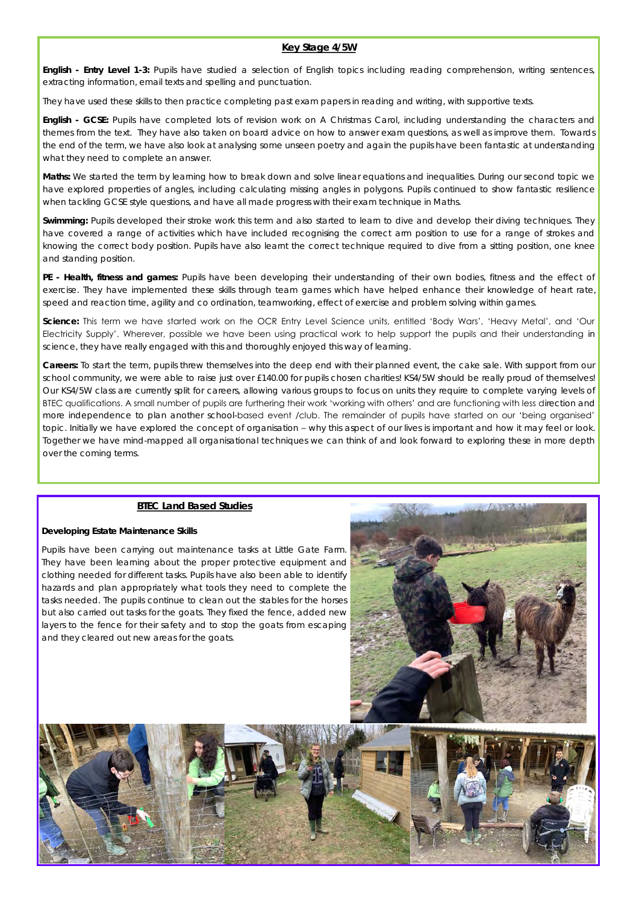## Key Stage 4/5W

**English - Entry Level 1-3:** Pupils have studied a selection of English topics including reading comprehension, writing sentences, extracting information, email texts and spelling and punctuation.

They have used these skills to then practice completing past exam papers in reading and writing, with supportive texts.

**English - GCSE:** Pupils have completed lots of revision work on A Christmas Carol, including understanding the characters and themes from the text. They have also taken on board advice on how to answer exam questions, as well as improve them. Towards the end of the term, we have also look at analysing some unseen poetry and again the pupils have been fantastic at understanding what they need to complete an answer.

**Maths:** We started the term by learning how to break down and solve linear equations and inequalities. During our second topic we have explored properties of angles, including calculating missing angles in polygons. Pupils continued to show fantastic resilience when tackling GCSE style questions, and have all made progress with their exam technique in Maths.

**Swimming:** Pupils developed their stroke work this term and also started to learn to dive and develop their diving techniques. They have covered a range of activities which have included recognising the correct arm position to use for a range of strokes and knowing the correct body position. Pupils have also learnt the correct technique required to dive from a sitting position, one knee and standing position.

**PE - Health, fitness and games:** Pupils have been developing their understanding of their own bodies, fitness and the effect of exercise. They have implemented these skills through team games which have helped enhance their knowledge of heart rate, speed and reaction time, agility and co ordination, teamworking, effect of exercise and problem solving within games.

**Science:** This term we have started work on the OCR Entry Level Science units, entitled 'Body Wars', 'Heavy Metal', and 'Our Electricity Supply'. Wherever, possible we have been using practical work to help support the pupils and their understanding in science, they have really engaged with this and thoroughly enjoyed this way of learning.

**Careers:** To start the term, pupils threw themselves into the deep end with their planned event, the cake sale. With support from our school community, we were able to raise just over £140.00 for pupils chosen charities! KS4/5W should be really proud of themselves! Our KS4/5W class are currently split for careers, allowing various groups to focus on units they require to complete varying levels of BTEC qualifications. A small number of pupils are furthering their work 'working with others' and are functioning with less direction and more independence to plan another school-based event /club. The remainder of pupils have started on our 'being organised' topic. Initially we have explored the concept of organisation – why this aspect of our lives is important and how it may feel or look. Together we have mind-mapped all organisational techniques we can think of and look forward to exploring these in more depth over the coming terms.

## BTEC Land Based Studies

**Developing Estate Maintenance Skills**

Pupils have been carrying out maintenance tasks at Little Gate Farm. They have been learning about the proper protective equipment and clothing needed for different tasks. Pupils have also been able to identify hazards and plan appropriately what tools they need to complete the tasks needed. The pupils continue to clean out the stables for the horses but also carried out tasks for the goats. They fixed the fence, added new layers to the fence for their safety and to stop the goats from escaping and they cleared out new areas for the goats.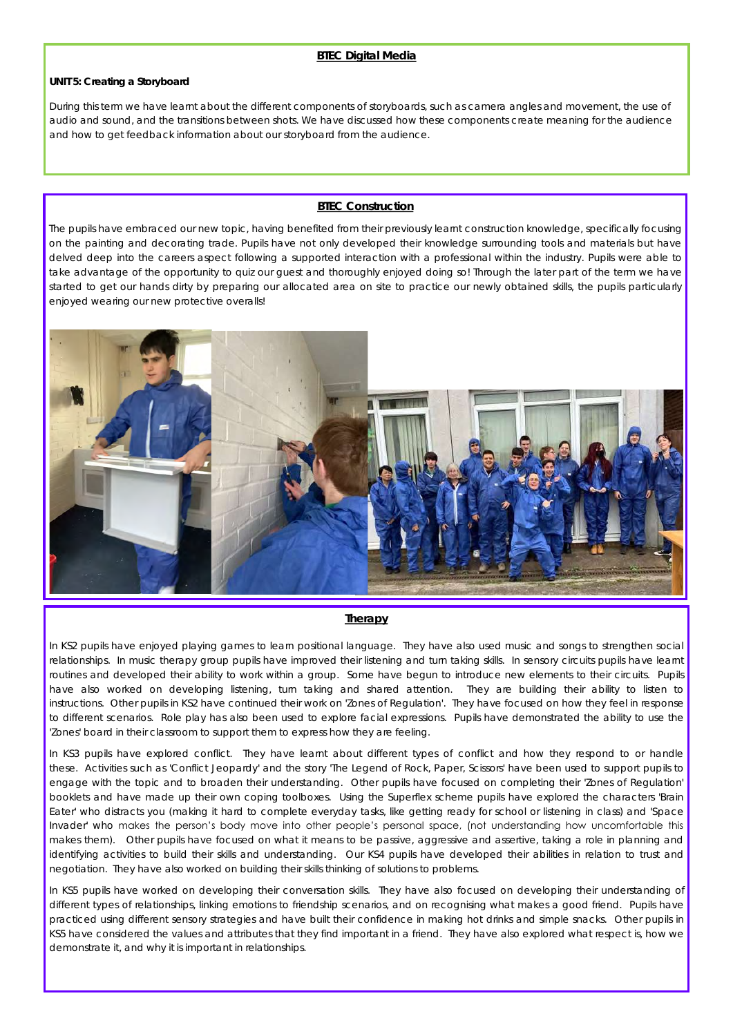## BTEC Digital Media

**UNIT 5: Creating a Storyboard**

During this term we have learnt about the different components of storyboards, such as camera angles and movement, the use of audio and sound, and the transitions between shots. We have discussed how these components create meaning for the audience and how to get feedback information about our storyboard from the audience.

## BTEC Construction

The pupils have embraced our new topic, having benefited from their previously learnt construction knowledge, specifically focusing on the painting and decorating trade. Pupils have not only developed their knowledge surrounding tools and materials but have delved deep into the careers aspect following a supported interaction with a professional within the industry. Pupils were able to take advantage of the opportunity to quiz our guest and thoroughly enjoyed doing so! Through the later part of the term we have started to get our hands dirty by preparing our allocated area on site to practice our newly obtained skills, the pupils particularly enjoyed wearing our new protective overalls!

## Therapy

In KS2 pupils have enjoyed playing games to learn positional language. They have also used music and songs to strengthen social relationships. In music therapy group pupils have improved their listening and turn taking skills. In sensory circuits pupils have learnt routines and developed their ability to work within a group. Some have begun to introduce new elements to their circuits. Pupils have also worked on developing listening, turn taking and shared attention. They are building their ability to listen to instructions. Other pupils in KS2 have continued their work on 'Zones of Regulation'. They have focused on how they feel in response to different scenarios. Role play has also been used to explore facial expressions. Pupils have demonstrated the ability to use the 'Zones' board in their classroom to support them to express how they are feeling.

In KS3 pupils have explored conflict. They have learnt about different types of conflict and how they respond to or handle these. Activities such as 'Conflict Jeopardy' and the story 'The Legend of Rock, Paper, Scissors' have been used to support pupils to engage with the topic and to broaden their understanding. Other pupils have focused on completing their 'Zones of Regulation' booklets and have made up their own coping toolboxes. Using the Superflex scheme pupils have explored the characters 'Brain Eater' who distracts you (making it hard to complete everyday tasks, like getting ready for school or listening in class) and 'Space Invader' who makes the person's body move into other people's personal space, (not understanding how uncomfortable this makes them). Other pupils have focused on what it means to be passive, aggressive and assertive, taking a role in planning and identifying activities to build their skills and understanding. Our KS4 pupils have developed their abilities in relation to trust and negotiation. They have also worked on building their skills thinking of solutions to problems.

In KS5 pupils have worked on developing their conversation skills. They have also focused on developing their understanding of different types of relationships, linking emotions to friendship scenarios, and on recognising what makes a good friend. Pupils have practiced using different sensory strategies and have built their confidence in making hot drinks and simple snacks. Other pupils in KS5 have considered the values and attributes that they find important in a friend. They have also explored what respect is, how we demonstrate it, and why it is important in relationships.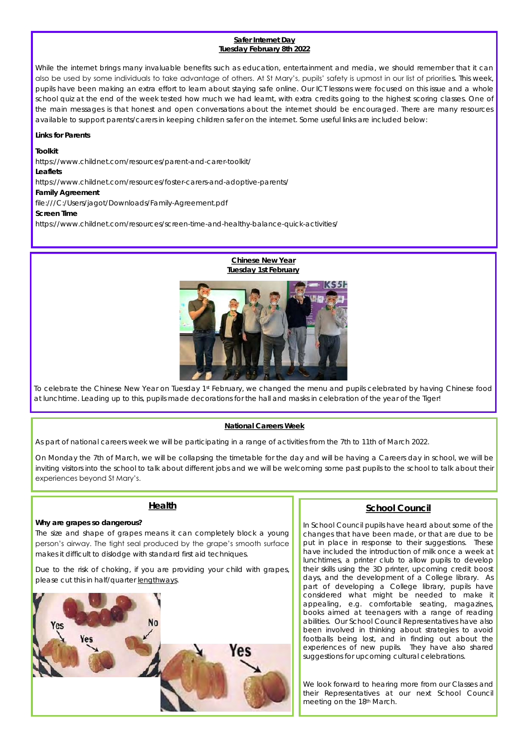## Safer Internet Day
### Tuesday February 8th 2022

While the internet brings many invaluable benefits such as education, entertainment and media, we should remember that it can also be used by some individuals to take advantage of others. At St Mary's, pupils' safety is upmost in our list of priorities. This week, pupils have been making an extra effort to learn about staying safe online. Our ICT lessons were focused on this issue and a whole school quiz at the end of the week tested how much we had learnt, with extra credits going to the highest scoring classes. One of the main messages is that honest and open conversations about the internet should be encouraged. There are many resources available to support parents/carers in keeping children safer on the internet. Some useful links are included below:

**Links for Parents**

**Toolkit**
https://www.childnet.com/resources/parent-and-carer-toolkit/
**Leaflets**
https://www.childnet.com/resources/foster-carers-and-adoptive-parents/
**Family Agreement**
file:///C:/Users/jagot/Downloads/Family-Agreement.pdf
**Screen Time**
https://www.childnet.com/resources/screen-time-and-healthy-balance-quick-activities/

## Chinese New Year
### Tuesday 1st February

To celebrate the Chinese New Year on Tuesday 1st February, we changed the menu and pupils celebrated by having Chinese food at lunchtime. Leading up to this, pupils made decorations for the hall and masks in celebration of the year of the Tiger!

## National Careers Week

As part of national careers week we will be participating in a range of activities from the 7th to 11th of March 2022.

On Monday the 7th of March, we will be collapsing the timetable for the day and will be having a Careers day in school, we will be inviting visitors into the school to talk about different jobs and we will be welcoming some past pupils to the school to talk about their experiences beyond St Mary's.

## Health

**Why are grapes so dangerous?**

The size and shape of grapes means it can completely block a young person's airway. The tight seal produced by the grape's smooth surface makes it difficult to dislodge with standard first aid techniques.

Due to the risk of choking, if you are providing your child with grapes, please cut this in half/quarter lengthways.

## School Council

In School Council pupils have heard about some of the changes that have been made, or that are due to be put in place in response to their suggestions. These have included the introduction of milk once a week at lunchtimes, a printer club to allow pupils to develop their skills using the 3D printer, upcoming credit boost days, and the development of a College library. As part of developing a College library, pupils have considered what might be needed to make it appealing, e.g. comfortable seating, magazines, books aimed at teenagers with a range of reading abilities. Our School Council Representatives have also been involved in thinking about strategies to avoid footballs being lost, and in finding out about the experiences of new pupils. They have also shared suggestions for upcoming cultural celebrations.

We look forward to hearing more from our Classes and their Representatives at our next School Council meeting on the 18th March.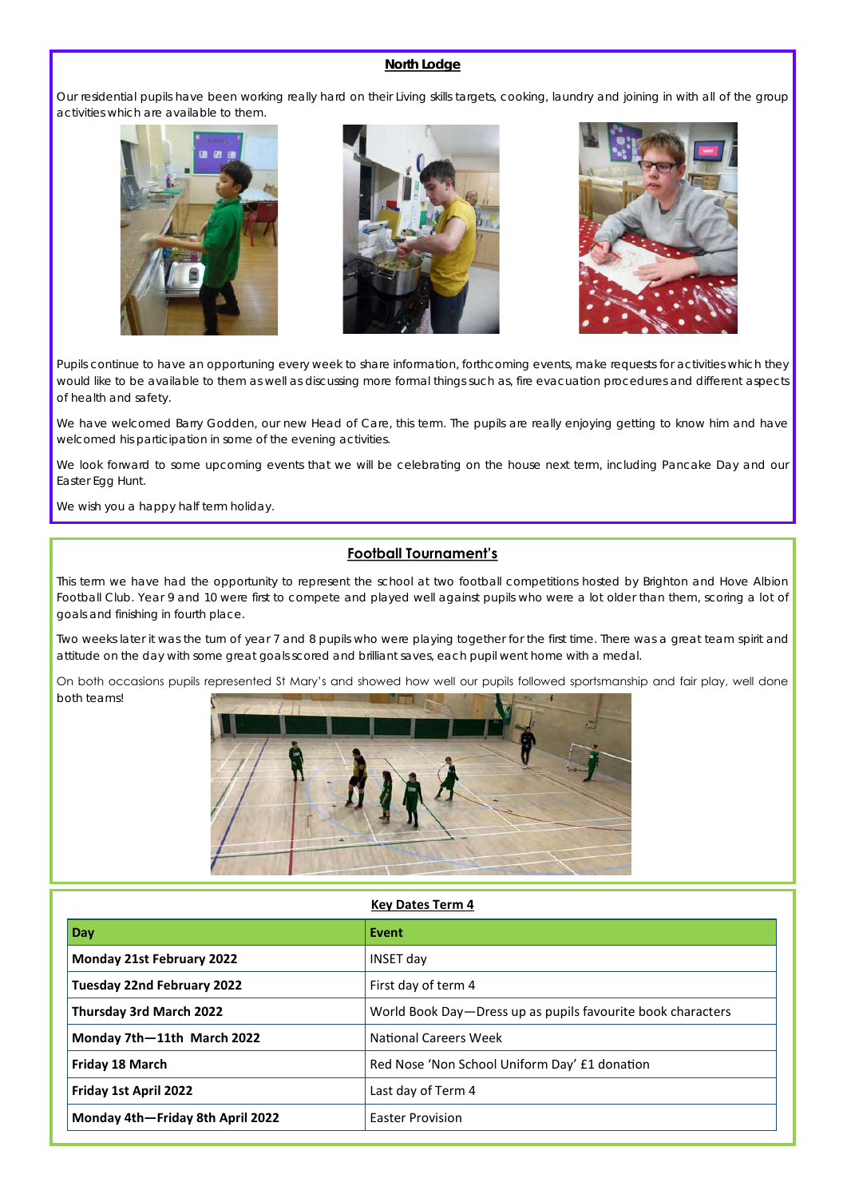## North Lodge

Our residential pupils have been working really hard on their Living skills targets, cooking, laundry and joining in with all of the group activities which are available to them.

Pupils continue to have an opportuning every week to share information, forthcoming events, make requests for activities which they would like to be available to them as well as discussing more formal things such as, fire evacuation procedures and different aspects of health and safety.

We have welcomed Barry Godden, our new Head of Care, this term. The pupils are really enjoying getting to know him and have welcomed his participation in some of the evening activities.

We look forward to some upcoming events that we will be celebrating on the house next term, including Pancake Day and our Easter Egg Hunt.

We wish you a happy half term holiday.

## Football Tournament's

This term we have had the opportunity to represent the school at two football competitions hosted by Brighton and Hove Albion Football Club. Year 9 and 10 were first to compete and played well against pupils who were a lot older than them, scoring a lot of goals and finishing in fourth place.

Two weeks later it was the turn of year 7 and 8 pupils who were playing together for the first time. There was a great team spirit and attitude on the day with some great goals scored and brilliant saves, each pupil went home with a medal.

On both occasions pupils represented St Mary's and showed how well our pupils followed sportsmanship and fair play, well done both teams!

## Key Dates Term 4

| Day | Event |
|---|---|
| **Monday 21st February 2022** | INSET day |
| **Tuesday 22nd February 2022** | First day of term 4 |
| **Thursday 3rd March 2022** | World Book Day—Dress up as pupils favourite book characters |
| **Monday 7th—11th March 2022** | National Careers Week |
| **Friday 18 March** | Red Nose 'Non School Uniform Day' £1 donation |
| **Friday 1st April 2022** | Last day of Term 4 |
| **Monday 4th—Friday 8th April 2022** | Easter Provision |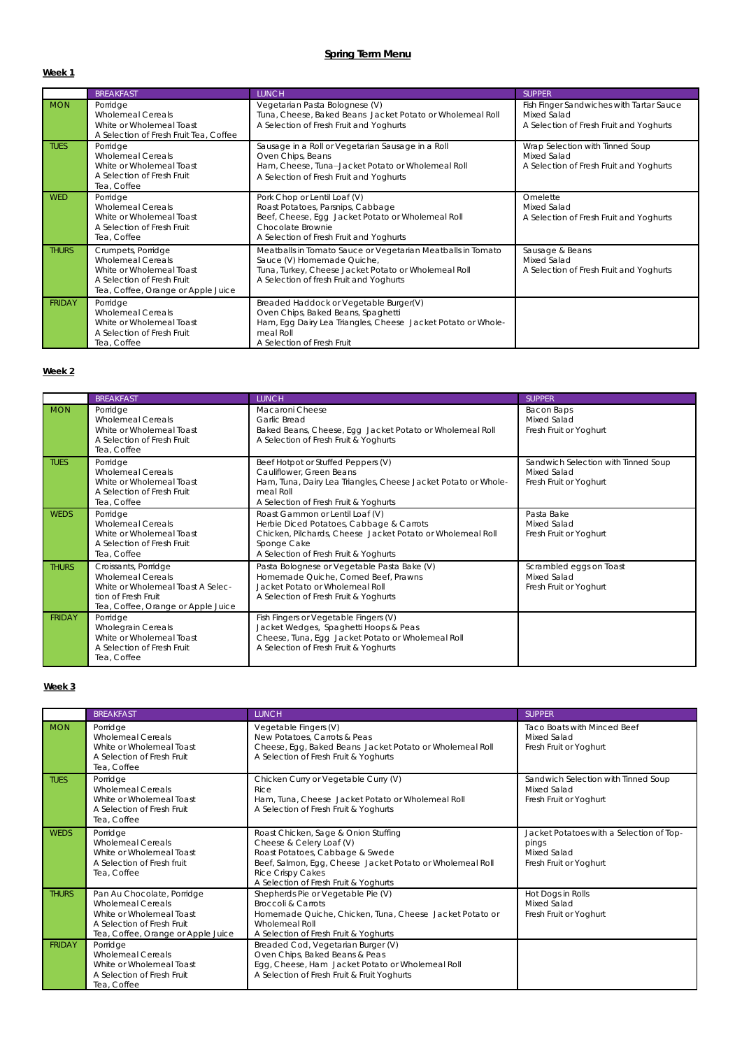# Spring Term Menu

## Week 1

| | BREAKFAST | LUNCH | SUPPER |
|---|---|---|---|
| MON | Porridge<br>Wholemeal Cereals<br>White or Wholemeal Toast<br>A Selection of Fresh Fruit Tea, Coffee | Vegetarian Pasta Bolognese (V)<br>Tuna, Cheese, Baked Beans Jacket Potato or Wholemeal Roll<br>A Selection of Fresh Fruit and Yoghurts | Fish Finger Sandwiches with Tartar Sauce<br>Mixed Salad<br>A Selection of Fresh Fruit and Yoghurts |
| TUES | Porridge<br>Wholemeal Cereals<br>White or Wholemeal Toast<br>A Selection of Fresh Fruit<br>Tea, Coffee | Sausage in a Roll or Vegetarian Sausage in a Roll<br>Oven Chips, Beans<br>Ham, Cheese, Tuna - Jacket Potato or Wholemeal Roll<br>A Selection of Fresh Fruit and Yoghurts | Wrap Selection with Tinned Soup<br>Mixed Salad<br>A Selection of Fresh Fruit and Yoghurts |
| WED | Porridge<br>Wholemeal Cereals<br>White or Wholemeal Toast<br>A Selection of Fresh Fruit<br>Tea, Coffee | Pork Chop or Lentil Loaf (V)<br>Roast Potatoes, Parsnips, Cabbage<br>Beef, Cheese, Egg Jacket Potato or Wholemeal Roll<br>Chocolate Brownie<br>A Selection of Fresh Fruit and Yoghurts | Omelette<br>Mixed Salad<br>A Selection of Fresh Fruit and Yoghurts |
| THURS | Crumpets, Porridge<br>Wholemeal Cereals<br>White or Wholemeal Toast<br>A Selection of Fresh Fruit<br>Tea, Coffee, Orange or Apple Juice | Meatballs in Tomato Sauce or Vegetarian Meatballs in Tomato Sauce (V) Homemade Quiche,<br>Tuna, Turkey, Cheese Jacket Potato or Wholemeal Roll<br>A Selection of fresh Fruit and Yoghurts | Sausage & Beans<br>Mixed Salad<br>A Selection of Fresh Fruit and Yoghurts |
| FRIDAY | Porridge<br>Wholemeal Cereals<br>White or Wholemeal Toast<br>A Selection of Fresh Fruit<br>Tea, Coffee | Breaded Haddock or Vegetable Burger(V)<br>Oven Chips, Baked Beans, Spaghetti<br>Ham, Egg Dairy Lea Triangles, Cheese Jacket Potato or Wholemeal Roll<br>A Selection of Fresh Fruit | |

## Week 2

| | BREAKFAST | LUNCH | SUPPER |
|---|---|---|---|
| MON | Porridge<br>Wholemeal Cereals<br>White or Wholemeal Toast<br>A Selection of Fresh Fruit<br>Tea, Coffee | Macaroni Cheese<br>Garlic Bread<br>Baked Beans, Cheese, Egg Jacket Potato or Wholemeal Roll<br>A Selection of Fresh Fruit & Yoghurts | Bacon Baps<br>Mixed Salad<br>Fresh Fruit or Yoghurt |
| TUES | Porridge<br>Wholemeal Cereals<br>White or Wholemeal Toast<br>A Selection of Fresh Fruit<br>Tea, Coffee | Beef Hotpot or Stuffed Peppers (V)<br>Cauliflower, Green Beans<br>Ham, Tuna, Dairy Lea Triangles, Cheese Jacket Potato or Wholemeal Roll<br>A Selection of Fresh Fruit & Yoghurts | Sandwich Selection with Tinned Soup<br>Mixed Salad<br>Fresh Fruit or Yoghurt |
| WEDS | Porridge<br>Wholemeal Cereals<br>White or Wholemeal Toast<br>A Selection of Fresh Fruit<br>Tea, Coffee | Roast Gammon or Lentil Loaf (V)<br>Herbie Diced Potatoes, Cabbage & Carrots<br>Chicken, Pilchards, Cheese Jacket Potato or Wholemeal Roll<br>Sponge Cake<br>A Selection of Fresh Fruit & Yoghurts | Pasta Bake<br>Mixed Salad<br>Fresh Fruit or Yoghurt |
| THURS | Croissants, Porridge<br>Wholemeal Cereals<br>White or Wholemeal Toast A Selection of Fresh Fruit<br>Tea, Coffee, Orange or Apple Juice | Pasta Bolognese or Vegetable Pasta Bake (V)<br>Homemade Quiche, Corned Beef, Prawns<br>Jacket Potato or Wholemeal Roll<br>A Selection of Fresh Fruit & Yoghurts | Scrambled eggs on Toast<br>Mixed Salad<br>Fresh Fruit or Yoghurt |
| FRIDAY | Porridge<br>Wholegrain Cereals<br>White or Wholemeal Toast<br>A Selection of Fresh Fruit<br>Tea, Coffee | Fish Fingers or Vegetable Fingers (V)<br>Jacket Wedges, Spaghetti Hoops & Peas<br>Cheese, Tuna, Egg Jacket Potato or Wholemeal Roll<br>A Selection of Fresh Fruit & Yoghurts | |

## Week 3

| | BREAKFAST | LUNCH | SUPPER |
|---|---|---|---|
| MON | Porridge<br>Wholemeal Cereals<br>White or Wholemeal Toast<br>A Selection of Fresh Fruit<br>Tea, Coffee | Vegetable Fingers (V)<br>New Potatoes, Carrots & Peas<br>Cheese, Egg, Baked Beans Jacket Potato or Wholemeal Roll<br>A Selection of Fresh Fruit & Yoghurts | Taco Boats with Minced Beef<br>Mixed Salad<br>Fresh Fruit or Yoghurt |
| TUES | Porridge<br>Wholemeal Cereals<br>White or Wholemeal Toast<br>A Selection of Fresh Fruit<br>Tea, Coffee | Chicken Curry or Vegetable Curry (V)<br>Rice<br>Ham, Tuna, Cheese Jacket Potato or Wholemeal Roll<br>A Selection of Fresh Fruit & Yoghurts | Sandwich Selection with Tinned Soup<br>Mixed Salad<br>Fresh Fruit or Yoghurt |
| WEDS | Porridge<br>Wholemeal Cereals<br>White or Wholemeal Toast<br>A Selection of Fresh fruit<br>Tea, Coffee | Roast Chicken, Sage & Onion Stuffing<br>Cheese & Celery Loaf (V)<br>Roast Potatoes, Cabbage & Swede<br>Beef, Salmon, Egg, Cheese Jacket Potato or Wholemeal Roll<br>Rice Crispy Cakes<br>A Selection of Fresh Fruit & Yoghurts | Jacket Potatoes with a Selection of Toppings<br>Mixed Salad<br>Fresh Fruit or Yoghurt |
| THURS | Pan Au Chocolate, Porridge<br>Wholemeal Cereals<br>White or Wholemeal Toast<br>A Selection of Fresh Fruit<br>Tea, Coffee, Orange or Apple Juice | Shepherds Pie or Vegetable Pie (V)<br>Broccoli & Carrots<br>Homemade Quiche, Chicken, Tuna, Cheese Jacket Potato or Wholemeal Roll<br>A Selection of Fresh Fruit & Yoghurts | Hot Dogs in Rolls<br>Mixed Salad<br>Fresh Fruit or Yoghurt |
| FRIDAY | Porridge<br>Wholemeal Cereals<br>White or Wholemeal Toast<br>A Selection of Fresh Fruit<br>Tea, Coffee | Breaded Cod, Vegetarian Burger (V)<br>Oven Chips, Baked Beans & Peas<br>Egg, Cheese, Ham Jacket Potato or Wholemeal Roll<br>A Selection of Fresh Fruit & Fruit Yoghurts | |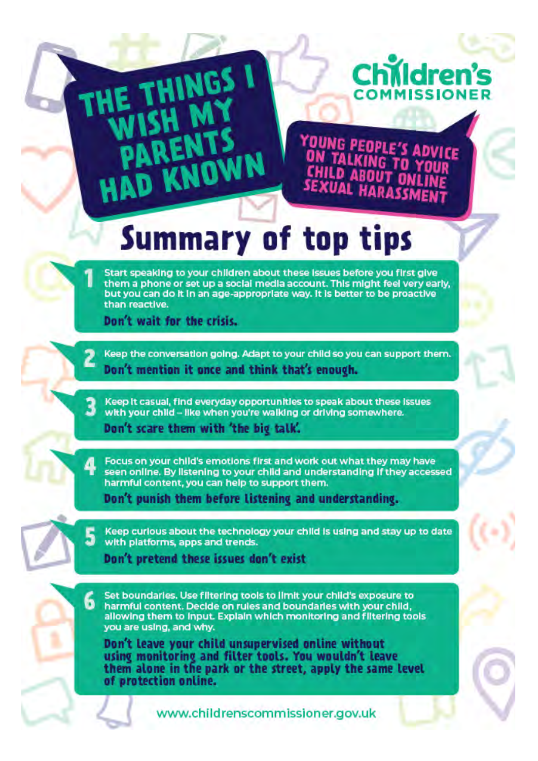Children's Commissioner

# THE THINGS I WISH MY PARENTS HAD KNOWN

## YOUNG PEOPLE'S ADVICE ON TALKING TO YOUR CHILD ABOUT ONLINE SEXUAL HARASSMENT

# Summary of top tips

1. Start speaking to your children about these issues before you first give them a phone or set up a social media account. This might feel very early, but you can do it in an age-appropriate way. It is better to be proactive than reactive.

   **Don't wait for the crisis.**

2. Keep the conversation going. Adapt to your child so you can support them.

   **Don't mention it once and think that's enough.**

3. Keep it casual, find everyday opportunities to speak about these issues with your child – like when you're walking or driving somewhere.

   **Don't scare them with 'the big talk'.**

4. Focus on your child's emotions first and work out what they may have seen online. By listening to your child and understanding if they accessed harmful content, you can help to support them.

   **Don't punish them before listening and understanding.**

5. Keep curious about the technology your child is using and stay up to date with platforms, apps and trends.

   **Don't pretend these issues don't exist**

6. Set boundaries. Use filtering tools to limit your child's exposure to harmful content. Decide on rules and boundaries with your child, allowing them to input. Explain which monitoring and filtering tools you are using, and why.

   **Don't leave your child unsupervised online without using monitoring and filter tools. You wouldn't leave them alone in the park or the street, apply the same level of protection online.**

www.childrenscommissioner.gov.uk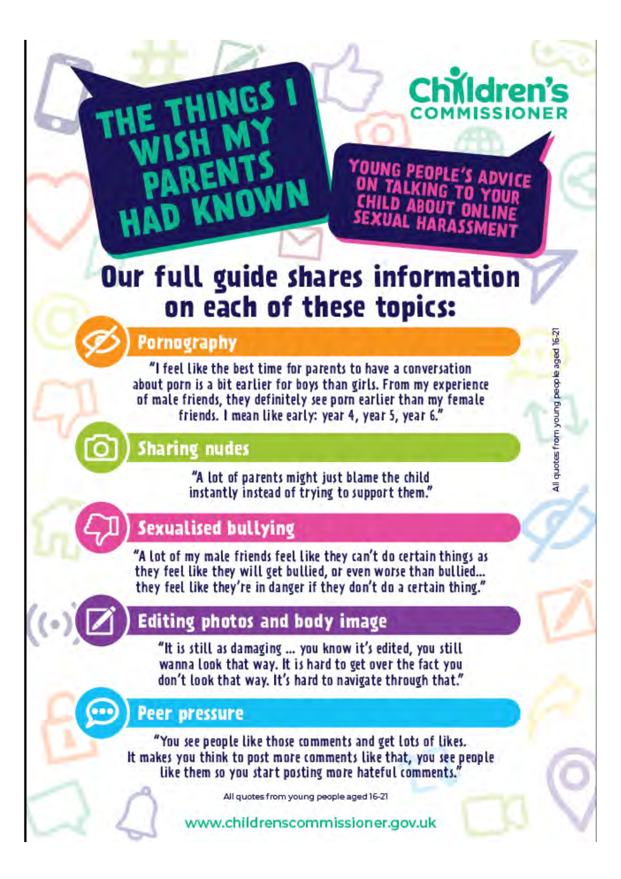# THE THINGS I WISH MY PARENTS HAD KNOWN

Children's COMMISSIONER

YOUNG PEOPLE'S ADVICE ON TALKING TO YOUR CHILD ABOUT ONLINE SEXUAL HARASSMENT

## Our full guide shares information on each of these topics:

### Pornography

"I feel like the best time for parents to have a conversation about porn is a bit earlier for boys than girls. From my experience of male friends, they definitely see porn earlier than my female friends. I mean like early: year 4, year 5, year 6."

### Sharing nudes

"A lot of parents might just blame the child instantly instead of trying to support them."

### Sexualised bullying

"A lot of my male friends feel like they can't do certain things as they feel like they will get bullied, or even worse than bullied... they feel like they're in danger if they don't do a certain thing."

### Editing photos and body image

"It is still as damaging ... you know it's edited, you still wanna look that way. It is hard to get over the fact you don't look that way. It's hard to navigate through that."

### Peer pressure

"You see people like those comments and get lots of likes. It makes you think to post more comments like that, you see people like them so you start posting more hateful comments."

All quotes from young people aged 16-21

www.childrenscommissioner.gov.uk